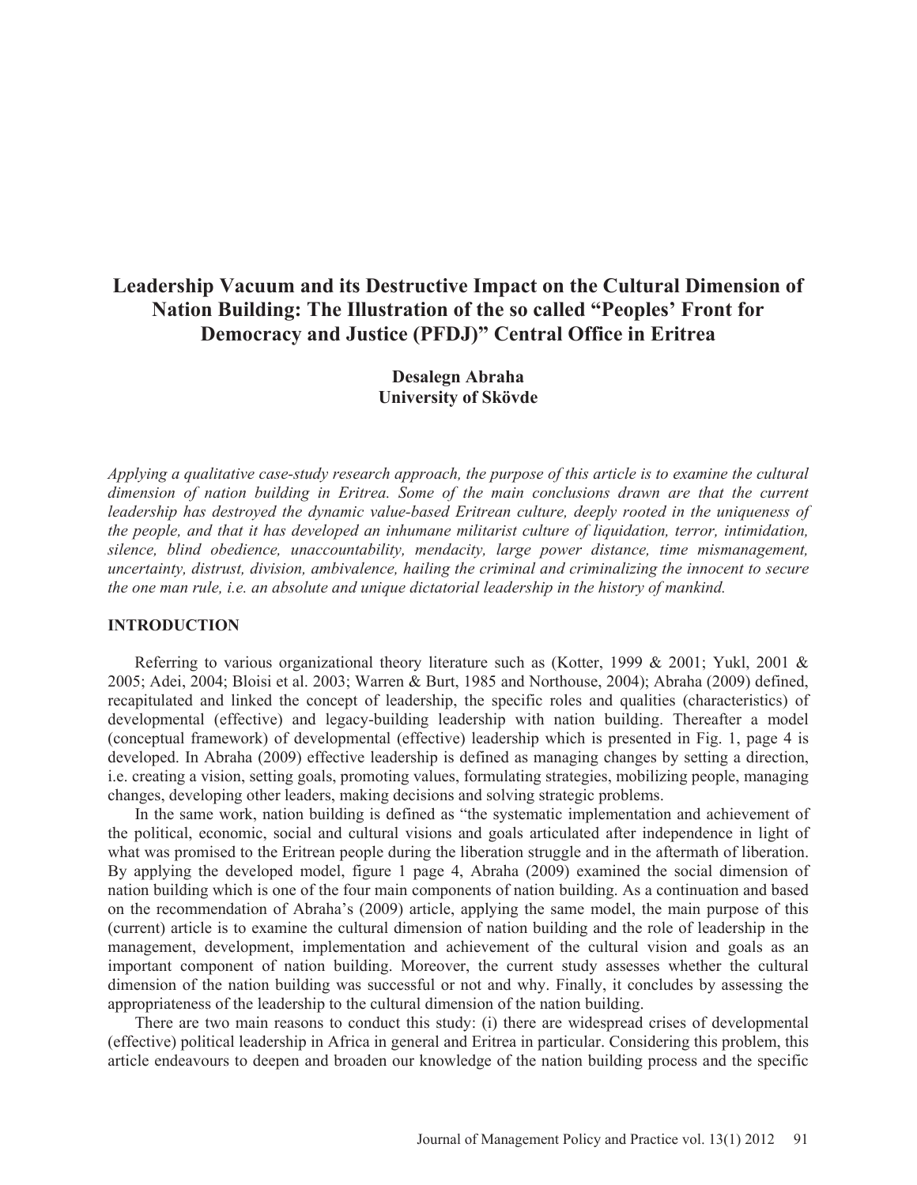# Leadership Vacuum and its Destructive Impact on the Cultural Dimension of Nation Building: The Illustration of the so called "Peoples' Front for Democracy and Justice (PFDJ)" Central Office in Eritrea

**Desalegn Abraha**
**University of Skövde**

*Applying a qualitative case-study research approach, the purpose of this article is to examine the cultural dimension of nation building in Eritrea. Some of the main conclusions drawn are that the current leadership has destroyed the dynamic value-based Eritrean culture, deeply rooted in the uniqueness of the people, and that it has developed an inhumane militarist culture of liquidation, terror, intimidation, silence, blind obedience, unaccountability, mendacity, large power distance, time mismanagement, uncertainty, distrust, division, ambivalence, hailing the criminal and criminalizing the innocent to secure the one man rule, i.e. an absolute and unique dictatorial leadership in the history of mankind.*

## INTRODUCTION

Referring to various organizational theory literature such as (Kotter, 1999 & 2001; Yukl, 2001 & 2005; Adei, 2004; Bloisi et al. 2003; Warren & Burt, 1985 and Northouse, 2004); Abraha (2009) defined, recapitulated and linked the concept of leadership, the specific roles and qualities (characteristics) of developmental (effective) and legacy-building leadership with nation building. Thereafter a model (conceptual framework) of developmental (effective) leadership which is presented in Fig. 1, page 4 is developed. In Abraha (2009) effective leadership is defined as managing changes by setting a direction, i.e. creating a vision, setting goals, promoting values, formulating strategies, mobilizing people, managing changes, developing other leaders, making decisions and solving strategic problems.

In the same work, nation building is defined as "the systematic implementation and achievement of the political, economic, social and cultural visions and goals articulated after independence in light of what was promised to the Eritrean people during the liberation struggle and in the aftermath of liberation. By applying the developed model, figure 1 page 4, Abraha (2009) examined the social dimension of nation building which is one of the four main components of nation building. As a continuation and based on the recommendation of Abraha's (2009) article, applying the same model, the main purpose of this (current) article is to examine the cultural dimension of nation building and the role of leadership in the management, development, implementation and achievement of the cultural vision and goals as an important component of nation building. Moreover, the current study assesses whether the cultural dimension of the nation building was successful or not and why. Finally, it concludes by assessing the appropriateness of the leadership to the cultural dimension of the nation building.

There are two main reasons to conduct this study: (i) there are widespread crises of developmental (effective) political leadership in Africa in general and Eritrea in particular. Considering this problem, this article endeavours to deepen and broaden our knowledge of the nation building process and the specific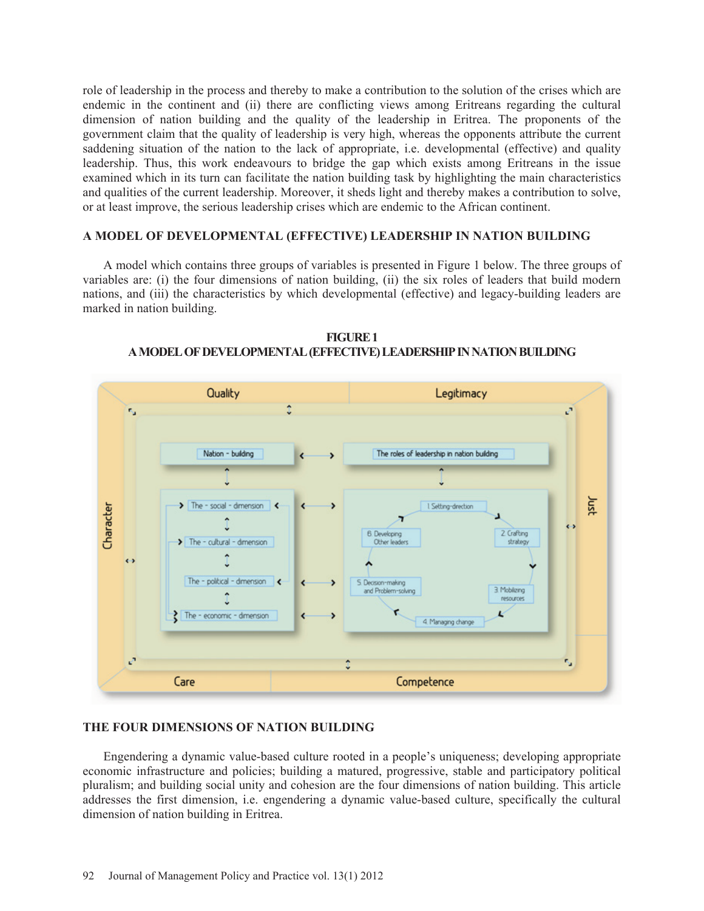role of leadership in the process and thereby to make a contribution to the solution of the crises which are endemic in the continent and (ii) there are conflicting views among Eritreans regarding the cultural dimension of nation building and the quality of the leadership in Eritrea. The proponents of the government claim that the quality of leadership is very high, whereas the opponents attribute the current saddening situation of the nation to the lack of appropriate, i.e. developmental (effective) and quality leadership. Thus, this work endeavours to bridge the gap which exists among Eritreans in the issue examined which in its turn can facilitate the nation building task by highlighting the main characteristics and qualities of the current leadership. Moreover, it sheds light and thereby makes a contribution to solve, or at least improve, the serious leadership crises which are endemic to the African continent.

## A MODEL OF DEVELOPMENTAL (EFFECTIVE) LEADERSHIP IN NATION BUILDING

A model which contains three groups of variables is presented in Figure 1 below. The three groups of variables are: (i) the four dimensions of nation building, (ii) the six roles of leaders that build modern nations, and (iii) the characteristics by which developmental (effective) and legacy-building leaders are marked in nation building.

**FIGURE 1**
**A MODEL OF DEVELOPMENTAL (EFFECTIVE) LEADERSHIP IN NATION BUILDING**

Quality | Legitimacy | Character | Just | Care | Competence

Nation - building ↔ The roles of leadership in nation building

The - social - dimension; The - cultural - dimension; The - political - dimension; The - economic - dimension

1 Setting-direction; 2 Crafting strategy; 3 Mobilizing resources; 4 Managing change; 5 Decision-making and Problem-solving; 6 Developing Other leaders

## THE FOUR DIMENSIONS OF NATION BUILDING

Engendering a dynamic value-based culture rooted in a people's uniqueness; developing appropriate economic infrastructure and policies; building a matured, progressive, stable and participatory political pluralism; and building social unity and cohesion are the four dimensions of nation building. This article addresses the first dimension, i.e. engendering a dynamic value-based culture, specifically the cultural dimension of nation building in Eritrea.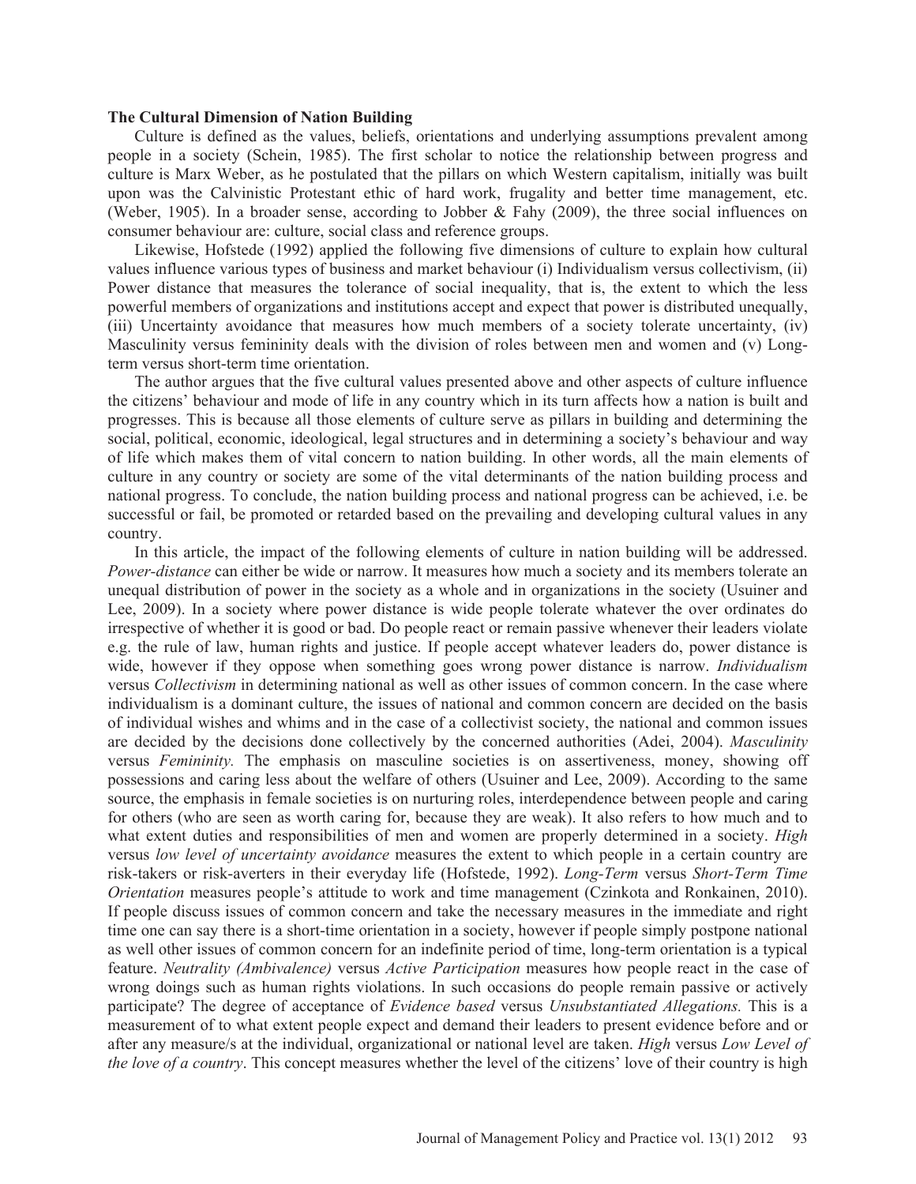**The Cultural Dimension of Nation Building**

Culture is defined as the values, beliefs, orientations and underlying assumptions prevalent among people in a society (Schein, 1985). The first scholar to notice the relationship between progress and culture is Marx Weber, as he postulated that the pillars on which Western capitalism, initially was built upon was the Calvinistic Protestant ethic of hard work, frugality and better time management, etc. (Weber, 1905). In a broader sense, according to Jobber & Fahy (2009), the three social influences on consumer behaviour are: culture, social class and reference groups.

Likewise, Hofstede (1992) applied the following five dimensions of culture to explain how cultural values influence various types of business and market behaviour (i) Individualism versus collectivism, (ii) Power distance that measures the tolerance of social inequality, that is, the extent to which the less powerful members of organizations and institutions accept and expect that power is distributed unequally, (iii) Uncertainty avoidance that measures how much members of a society tolerate uncertainty, (iv) Masculinity versus femininity deals with the division of roles between men and women and (v) Long-term versus short-term time orientation.

The author argues that the five cultural values presented above and other aspects of culture influence the citizens' behaviour and mode of life in any country which in its turn affects how a nation is built and progresses. This is because all those elements of culture serve as pillars in building and determining the social, political, economic, ideological, legal structures and in determining a society's behaviour and way of life which makes them of vital concern to nation building. In other words, all the main elements of culture in any country or society are some of the vital determinants of the nation building process and national progress. To conclude, the nation building process and national progress can be achieved, i.e. be successful or fail, be promoted or retarded based on the prevailing and developing cultural values in any country.

In this article, the impact of the following elements of culture in nation building will be addressed. *Power-distance* can either be wide or narrow. It measures how much a society and its members tolerate an unequal distribution of power in the society as a whole and in organizations in the society (Usuiner and Lee, 2009). In a society where power distance is wide people tolerate whatever the over ordinates do irrespective of whether it is good or bad. Do people react or remain passive whenever their leaders violate e.g. the rule of law, human rights and justice. If people accept whatever leaders do, power distance is wide, however if they oppose when something goes wrong power distance is narrow. *Individualism* versus *Collectivism* in determining national as well as other issues of common concern. In the case where individualism is a dominant culture, the issues of national and common concern are decided on the basis of individual wishes and whims and in the case of a collectivist society, the national and common issues are decided by the decisions done collectively by the concerned authorities (Adei, 2004). *Masculinity* versus *Femininity.* The emphasis on masculine societies is on assertiveness, money, showing off possessions and caring less about the welfare of others (Usuiner and Lee, 2009). According to the same source, the emphasis in female societies is on nurturing roles, interdependence between people and caring for others (who are seen as worth caring for, because they are weak). It also refers to how much and to what extent duties and responsibilities of men and women are properly determined in a society. *High* versus *low level of uncertainty avoidance* measures the extent to which people in a certain country are risk-takers or risk-averters in their everyday life (Hofstede, 1992). *Long-Term* versus *Short-Term Time Orientation* measures people's attitude to work and time management (Czinkota and Ronkainen, 2010). If people discuss issues of common concern and take the necessary measures in the immediate and right time one can say there is a short-time orientation in a society, however if people simply postpone national as well other issues of common concern for an indefinite period of time, long-term orientation is a typical feature. *Neutrality (Ambivalence)* versus *Active Participation* measures how people react in the case of wrong doings such as human rights violations. In such occasions do people remain passive or actively participate? The degree of acceptance of *Evidence based* versus *Unsubstantiated Allegations.* This is a measurement of to what extent people expect and demand their leaders to present evidence before and or after any measure/s at the individual, organizational or national level are taken. *High* versus *Low Level of the love of a country*. This concept measures whether the level of the citizens' love of their country is high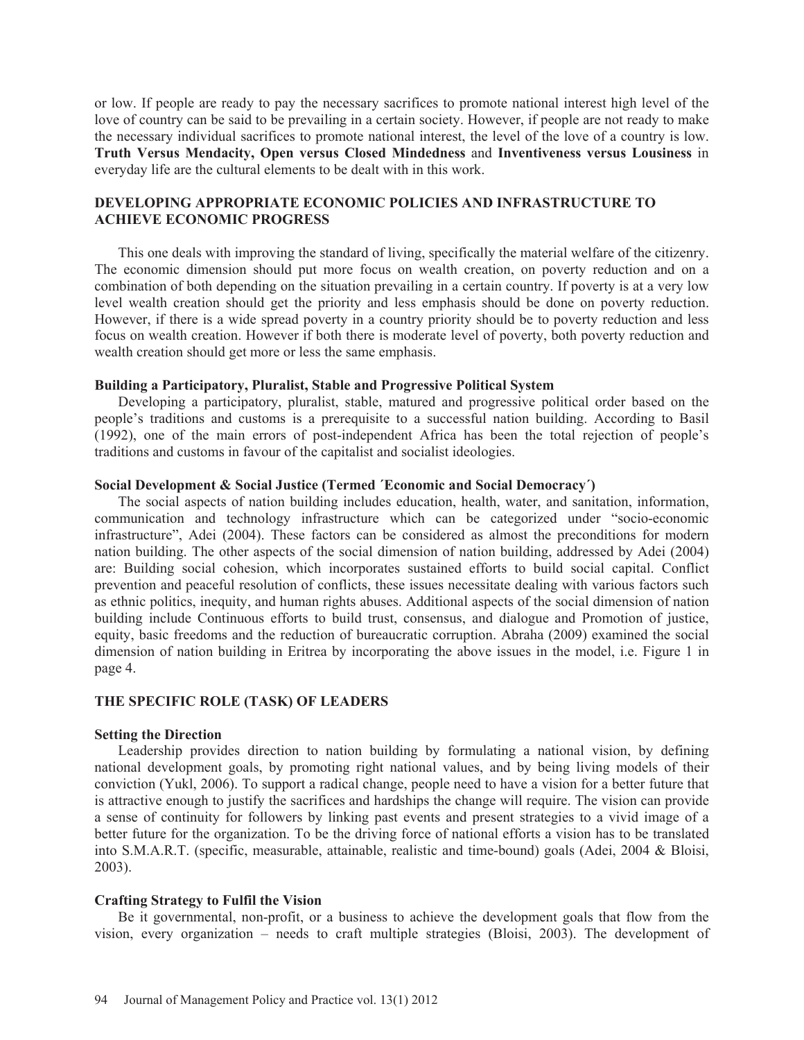or low. If people are ready to pay the necessary sacrifices to promote national interest high level of the love of country can be said to be prevailing in a certain society. However, if people are not ready to make the necessary individual sacrifices to promote national interest, the level of the love of a country is low. **Truth Versus Mendacity, Open versus Closed Mindedness** and **Inventiveness versus Lousiness** in everyday life are the cultural elements to be dealt with in this work.

## DEVELOPING APPROPRIATE ECONOMIC POLICIES AND INFRASTRUCTURE TO ACHIEVE ECONOMIC PROGRESS

This one deals with improving the standard of living, specifically the material welfare of the citizenry. The economic dimension should put more focus on wealth creation, on poverty reduction and on a combination of both depending on the situation prevailing in a certain country. If poverty is at a very low level wealth creation should get the priority and less emphasis should be done on poverty reduction. However, if there is a wide spread poverty in a country priority should be to poverty reduction and less focus on wealth creation. However if both there is moderate level of poverty, both poverty reduction and wealth creation should get more or less the same emphasis.

### Building a Participatory, Pluralist, Stable and Progressive Political System

Developing a participatory, pluralist, stable, matured and progressive political order based on the people's traditions and customs is a prerequisite to a successful nation building. According to Basil (1992), one of the main errors of post-independent Africa has been the total rejection of people's traditions and customs in favour of the capitalist and socialist ideologies.

### Social Development & Social Justice (Termed ´Economic and Social Democracy´)

The social aspects of nation building includes education, health, water, and sanitation, information, communication and technology infrastructure which can be categorized under "socio-economic infrastructure", Adei (2004). These factors can be considered as almost the preconditions for modern nation building. The other aspects of the social dimension of nation building, addressed by Adei (2004) are: Building social cohesion, which incorporates sustained efforts to build social capital. Conflict prevention and peaceful resolution of conflicts, these issues necessitate dealing with various factors such as ethnic politics, inequity, and human rights abuses. Additional aspects of the social dimension of nation building include Continuous efforts to build trust, consensus, and dialogue and Promotion of justice, equity, basic freedoms and the reduction of bureaucratic corruption. Abraha (2009) examined the social dimension of nation building in Eritrea by incorporating the above issues in the model, i.e. Figure 1 in page 4.

## THE SPECIFIC ROLE (TASK) OF LEADERS

### Setting the Direction

Leadership provides direction to nation building by formulating a national vision, by defining national development goals, by promoting right national values, and by being living models of their conviction (Yukl, 2006). To support a radical change, people need to have a vision for a better future that is attractive enough to justify the sacrifices and hardships the change will require. The vision can provide a sense of continuity for followers by linking past events and present strategies to a vivid image of a better future for the organization. To be the driving force of national efforts a vision has to be translated into S.M.A.R.T. (specific, measurable, attainable, realistic and time-bound) goals (Adei, 2004 & Bloisi, 2003).

### Crafting Strategy to Fulfil the Vision

Be it governmental, non-profit, or a business to achieve the development goals that flow from the vision, every organization – needs to craft multiple strategies (Bloisi, 2003). The development of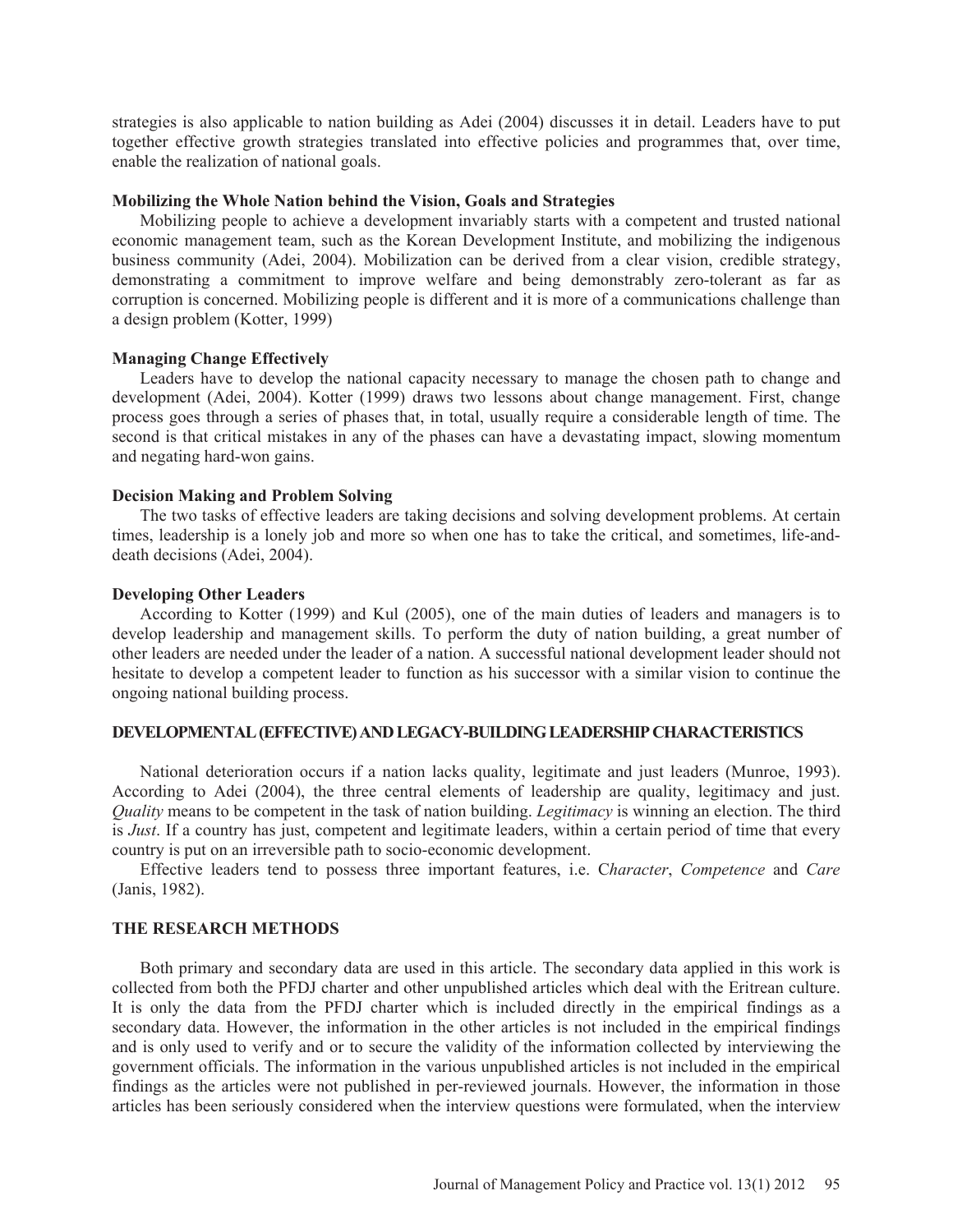strategies is also applicable to nation building as Adei (2004) discusses it in detail. Leaders have to put together effective growth strategies translated into effective policies and programmes that, over time, enable the realization of national goals.

### Mobilizing the Whole Nation behind the Vision, Goals and Strategies

Mobilizing people to achieve a development invariably starts with a competent and trusted national economic management team, such as the Korean Development Institute, and mobilizing the indigenous business community (Adei, 2004). Mobilization can be derived from a clear vision, credible strategy, demonstrating a commitment to improve welfare and being demonstrably zero-tolerant as far as corruption is concerned. Mobilizing people is different and it is more of a communications challenge than a design problem (Kotter, 1999)

### Managing Change Effectively

Leaders have to develop the national capacity necessary to manage the chosen path to change and development (Adei, 2004). Kotter (1999) draws two lessons about change management. First, change process goes through a series of phases that, in total, usually require a considerable length of time. The second is that critical mistakes in any of the phases can have a devastating impact, slowing momentum and negating hard-won gains.

### Decision Making and Problem Solving

The two tasks of effective leaders are taking decisions and solving development problems. At certain times, leadership is a lonely job and more so when one has to take the critical, and sometimes, life-and-death decisions (Adei, 2004).

### Developing Other Leaders

According to Kotter (1999) and Kul (2005), one of the main duties of leaders and managers is to develop leadership and management skills. To perform the duty of nation building, a great number of other leaders are needed under the leader of a nation. A successful national development leader should not hesitate to develop a competent leader to function as his successor with a similar vision to continue the ongoing national building process.

## DEVELOPMENTAL (EFFECTIVE) AND LEGACY-BUILDING LEADERSHIP CHARACTERISTICS

National deterioration occurs if a nation lacks quality, legitimate and just leaders (Munroe, 1993). According to Adei (2004), the three central elements of leadership are quality, legitimacy and just. *Quality* means to be competent in the task of nation building. *Legitimacy* is winning an election. The third is *Just*. If a country has just, competent and legitimate leaders, within a certain period of time that every country is put on an irreversible path to socio-economic development.

Effective leaders tend to possess three important features, i.e. C*haracter*, *Competence* and *Care* (Janis, 1982).

## THE RESEARCH METHODS

Both primary and secondary data are used in this article. The secondary data applied in this work is collected from both the PFDJ charter and other unpublished articles which deal with the Eritrean culture. It is only the data from the PFDJ charter which is included directly in the empirical findings as a secondary data. However, the information in the other articles is not included in the empirical findings and is only used to verify and or to secure the validity of the information collected by interviewing the government officials. The information in the various unpublished articles is not included in the empirical findings as the articles were not published in per-reviewed journals. However, the information in those articles has been seriously considered when the interview questions were formulated, when the interview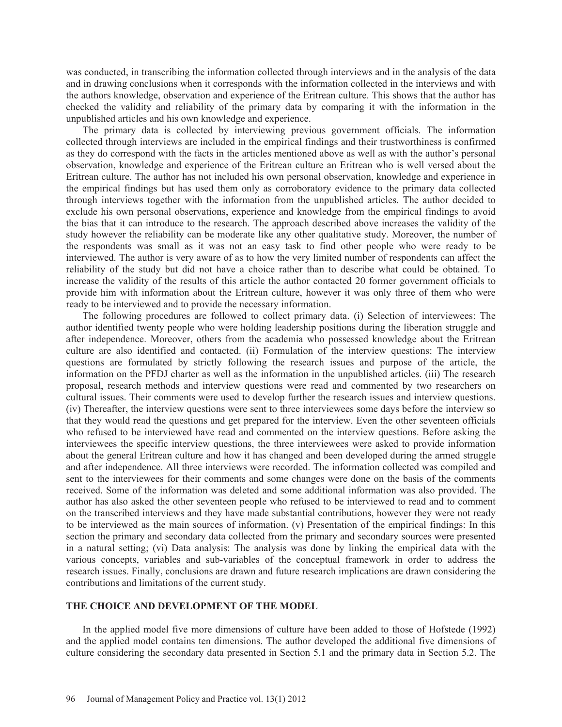was conducted, in transcribing the information collected through interviews and in the analysis of the data and in drawing conclusions when it corresponds with the information collected in the interviews and with the authors knowledge, observation and experience of the Eritrean culture. This shows that the author has checked the validity and reliability of the primary data by comparing it with the information in the unpublished articles and his own knowledge and experience.

The primary data is collected by interviewing previous government officials. The information collected through interviews are included in the empirical findings and their trustworthiness is confirmed as they do correspond with the facts in the articles mentioned above as well as with the author's personal observation, knowledge and experience of the Eritrean culture an Eritrean who is well versed about the Eritrean culture. The author has not included his own personal observation, knowledge and experience in the empirical findings but has used them only as corroboratory evidence to the primary data collected through interviews together with the information from the unpublished articles. The author decided to exclude his own personal observations, experience and knowledge from the empirical findings to avoid the bias that it can introduce to the research. The approach described above increases the validity of the study however the reliability can be moderate like any other qualitative study. Moreover, the number of the respondents was small as it was not an easy task to find other people who were ready to be interviewed. The author is very aware of as to how the very limited number of respondents can affect the reliability of the study but did not have a choice rather than to describe what could be obtained. To increase the validity of the results of this article the author contacted 20 former government officials to provide him with information about the Eritrean culture, however it was only three of them who were ready to be interviewed and to provide the necessary information.

The following procedures are followed to collect primary data. (i) Selection of interviewees: The author identified twenty people who were holding leadership positions during the liberation struggle and after independence. Moreover, others from the academia who possessed knowledge about the Eritrean culture are also identified and contacted. (ii) Formulation of the interview questions: The interview questions are formulated by strictly following the research issues and purpose of the article, the information on the PFDJ charter as well as the information in the unpublished articles. (iii) The research proposal, research methods and interview questions were read and commented by two researchers on cultural issues. Their comments were used to develop further the research issues and interview questions. (iv) Thereafter, the interview questions were sent to three interviewees some days before the interview so that they would read the questions and get prepared for the interview. Even the other seventeen officials who refused to be interviewed have read and commented on the interview questions. Before asking the interviewees the specific interview questions, the three interviewees were asked to provide information about the general Eritrean culture and how it has changed and been developed during the armed struggle and after independence. All three interviews were recorded. The information collected was compiled and sent to the interviewees for their comments and some changes were done on the basis of the comments received. Some of the information was deleted and some additional information was also provided. The author has also asked the other seventeen people who refused to be interviewed to read and to comment on the transcribed interviews and they have made substantial contributions, however they were not ready to be interviewed as the main sources of information. (v) Presentation of the empirical findings: In this section the primary and secondary data collected from the primary and secondary sources were presented in a natural setting; (vi) Data analysis: The analysis was done by linking the empirical data with the various concepts, variables and sub-variables of the conceptual framework in order to address the research issues. Finally, conclusions are drawn and future research implications are drawn considering the contributions and limitations of the current study.

## THE CHOICE AND DEVELOPMENT OF THE MODEL

In the applied model five more dimensions of culture have been added to those of Hofstede (1992) and the applied model contains ten dimensions. The author developed the additional five dimensions of culture considering the secondary data presented in Section 5.1 and the primary data in Section 5.2. The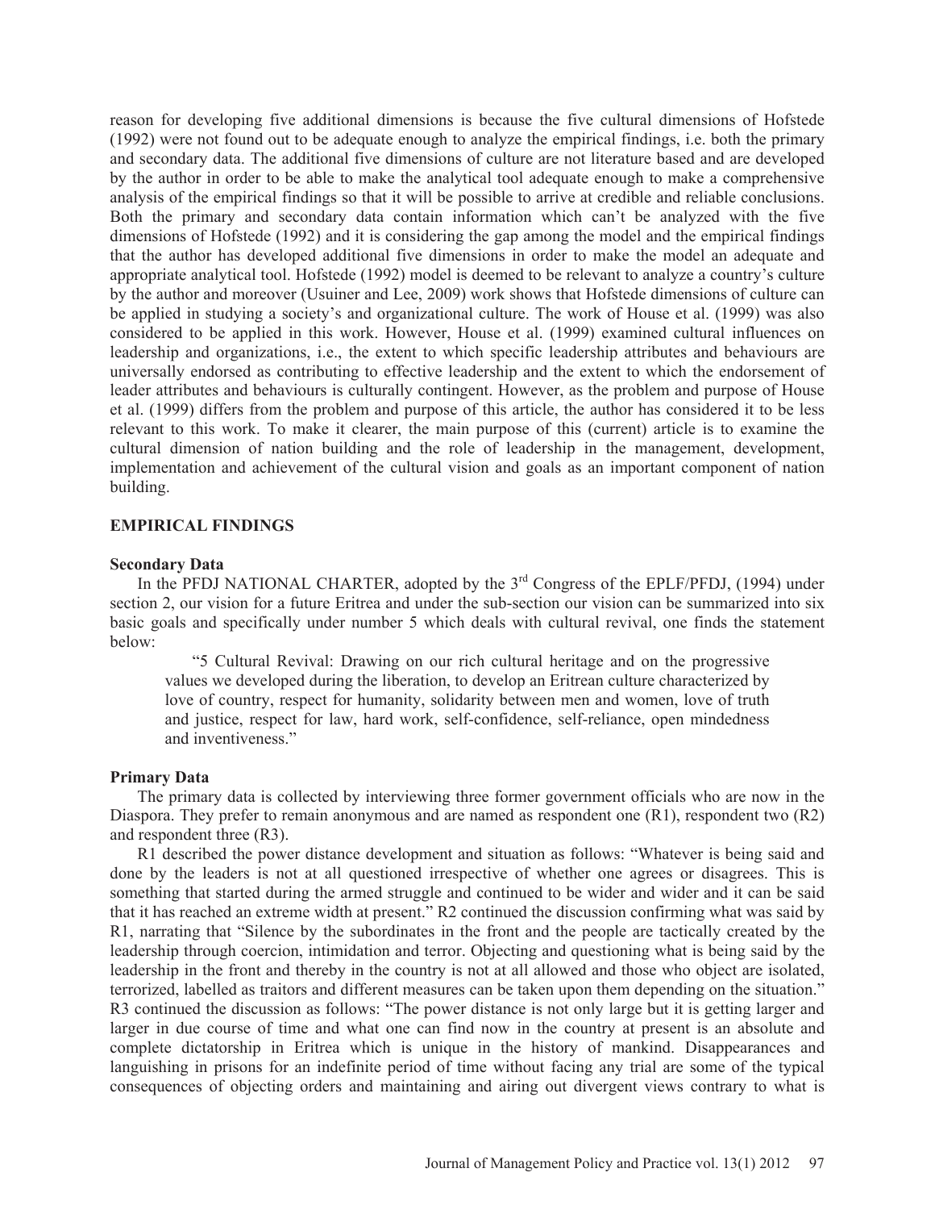reason for developing five additional dimensions is because the five cultural dimensions of Hofstede (1992) were not found out to be adequate enough to analyze the empirical findings, i.e. both the primary and secondary data. The additional five dimensions of culture are not literature based and are developed by the author in order to be able to make the analytical tool adequate enough to make a comprehensive analysis of the empirical findings so that it will be possible to arrive at credible and reliable conclusions. Both the primary and secondary data contain information which can't be analyzed with the five dimensions of Hofstede (1992) and it is considering the gap among the model and the empirical findings that the author has developed additional five dimensions in order to make the model an adequate and appropriate analytical tool. Hofstede (1992) model is deemed to be relevant to analyze a country's culture by the author and moreover (Usuiner and Lee, 2009) work shows that Hofstede dimensions of culture can be applied in studying a society's and organizational culture. The work of House et al. (1999) was also considered to be applied in this work. However, House et al. (1999) examined cultural influences on leadership and organizations, i.e., the extent to which specific leadership attributes and behaviours are universally endorsed as contributing to effective leadership and the extent to which the endorsement of leader attributes and behaviours is culturally contingent. However, as the problem and purpose of House et al. (1999) differs from the problem and purpose of this article, the author has considered it to be less relevant to this work. To make it clearer, the main purpose of this (current) article is to examine the cultural dimension of nation building and the role of leadership in the management, development, implementation and achievement of the cultural vision and goals as an important component of nation building.

## EMPIRICAL FINDINGS

### Secondary Data

In the PFDJ NATIONAL CHARTER, adopted by the 3rd Congress of the EPLF/PFDJ, (1994) under section 2, our vision for a future Eritrea and under the sub-section our vision can be summarized into six basic goals and specifically under number 5 which deals with cultural revival, one finds the statement below:

> "5 Cultural Revival: Drawing on our rich cultural heritage and on the progressive values we developed during the liberation, to develop an Eritrean culture characterized by love of country, respect for humanity, solidarity between men and women, love of truth and justice, respect for law, hard work, self-confidence, self-reliance, open mindedness and inventiveness."

### Primary Data

The primary data is collected by interviewing three former government officials who are now in the Diaspora. They prefer to remain anonymous and are named as respondent one (R1), respondent two (R2) and respondent three (R3).

R1 described the power distance development and situation as follows: "Whatever is being said and done by the leaders is not at all questioned irrespective of whether one agrees or disagrees. This is something that started during the armed struggle and continued to be wider and wider and it can be said that it has reached an extreme width at present." R2 continued the discussion confirming what was said by R1, narrating that "Silence by the subordinates in the front and the people are tactically created by the leadership through coercion, intimidation and terror. Objecting and questioning what is being said by the leadership in the front and thereby in the country is not at all allowed and those who object are isolated, terrorized, labelled as traitors and different measures can be taken upon them depending on the situation." R3 continued the discussion as follows: "The power distance is not only large but it is getting larger and larger in due course of time and what one can find now in the country at present is an absolute and complete dictatorship in Eritrea which is unique in the history of mankind. Disappearances and languishing in prisons for an indefinite period of time without facing any trial are some of the typical consequences of objecting orders and maintaining and airing out divergent views contrary to what is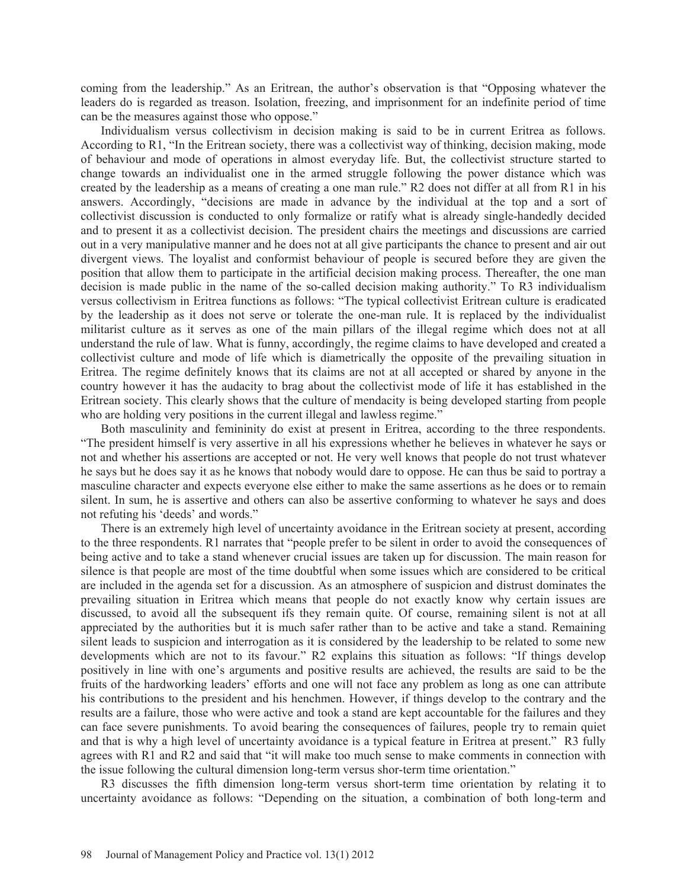coming from the leadership." As an Eritrean, the author's observation is that "Opposing whatever the leaders do is regarded as treason. Isolation, freezing, and imprisonment for an indefinite period of time can be the measures against those who oppose."

Individualism versus collectivism in decision making is said to be in current Eritrea as follows. According to R1, "In the Eritrean society, there was a collectivist way of thinking, decision making, mode of behaviour and mode of operations in almost everyday life. But, the collectivist structure started to change towards an individualist one in the armed struggle following the power distance which was created by the leadership as a means of creating a one man rule." R2 does not differ at all from R1 in his answers. Accordingly, "decisions are made in advance by the individual at the top and a sort of collectivist discussion is conducted to only formalize or ratify what is already single-handedly decided and to present it as a collectivist decision. The president chairs the meetings and discussions are carried out in a very manipulative manner and he does not at all give participants the chance to present and air out divergent views. The loyalist and conformist behaviour of people is secured before they are given the position that allow them to participate in the artificial decision making process. Thereafter, the one man decision is made public in the name of the so-called decision making authority." To R3 individualism versus collectivism in Eritrea functions as follows: "The typical collectivist Eritrean culture is eradicated by the leadership as it does not serve or tolerate the one-man rule. It is replaced by the individualist militarist culture as it serves as one of the main pillars of the illegal regime which does not at all understand the rule of law. What is funny, accordingly, the regime claims to have developed and created a collectivist culture and mode of life which is diametrically the opposite of the prevailing situation in Eritrea. The regime definitely knows that its claims are not at all accepted or shared by anyone in the country however it has the audacity to brag about the collectivist mode of life it has established in the Eritrean society. This clearly shows that the culture of mendacity is being developed starting from people who are holding very positions in the current illegal and lawless regime."

Both masculinity and femininity do exist at present in Eritrea, according to the three respondents. "The president himself is very assertive in all his expressions whether he believes in whatever he says or not and whether his assertions are accepted or not. He very well knows that people do not trust whatever he says but he does say it as he knows that nobody would dare to oppose. He can thus be said to portray a masculine character and expects everyone else either to make the same assertions as he does or to remain silent. In sum, he is assertive and others can also be assertive conforming to whatever he says and does not refuting his 'deeds' and words."

There is an extremely high level of uncertainty avoidance in the Eritrean society at present, according to the three respondents. R1 narrates that "people prefer to be silent in order to avoid the consequences of being active and to take a stand whenever crucial issues are taken up for discussion. The main reason for silence is that people are most of the time doubtful when some issues which are considered to be critical are included in the agenda set for a discussion. As an atmosphere of suspicion and distrust dominates the prevailing situation in Eritrea which means that people do not exactly know why certain issues are discussed, to avoid all the subsequent ifs they remain quite. Of course, remaining silent is not at all appreciated by the authorities but it is much safer rather than to be active and take a stand. Remaining silent leads to suspicion and interrogation as it is considered by the leadership to be related to some new developments which are not to its favour." R2 explains this situation as follows: "If things develop positively in line with one's arguments and positive results are achieved, the results are said to be the fruits of the hardworking leaders' efforts and one will not face any problem as long as one can attribute his contributions to the president and his henchmen. However, if things develop to the contrary and the results are a failure, those who were active and took a stand are kept accountable for the failures and they can face severe punishments. To avoid bearing the consequences of failures, people try to remain quiet and that is why a high level of uncertainty avoidance is a typical feature in Eritrea at present." R3 fully agrees with R1 and R2 and said that "it will make too much sense to make comments in connection with the issue following the cultural dimension long-term versus shor-term time orientation."

R3 discusses the fifth dimension long-term versus short-term time orientation by relating it to uncertainty avoidance as follows: "Depending on the situation, a combination of both long-term and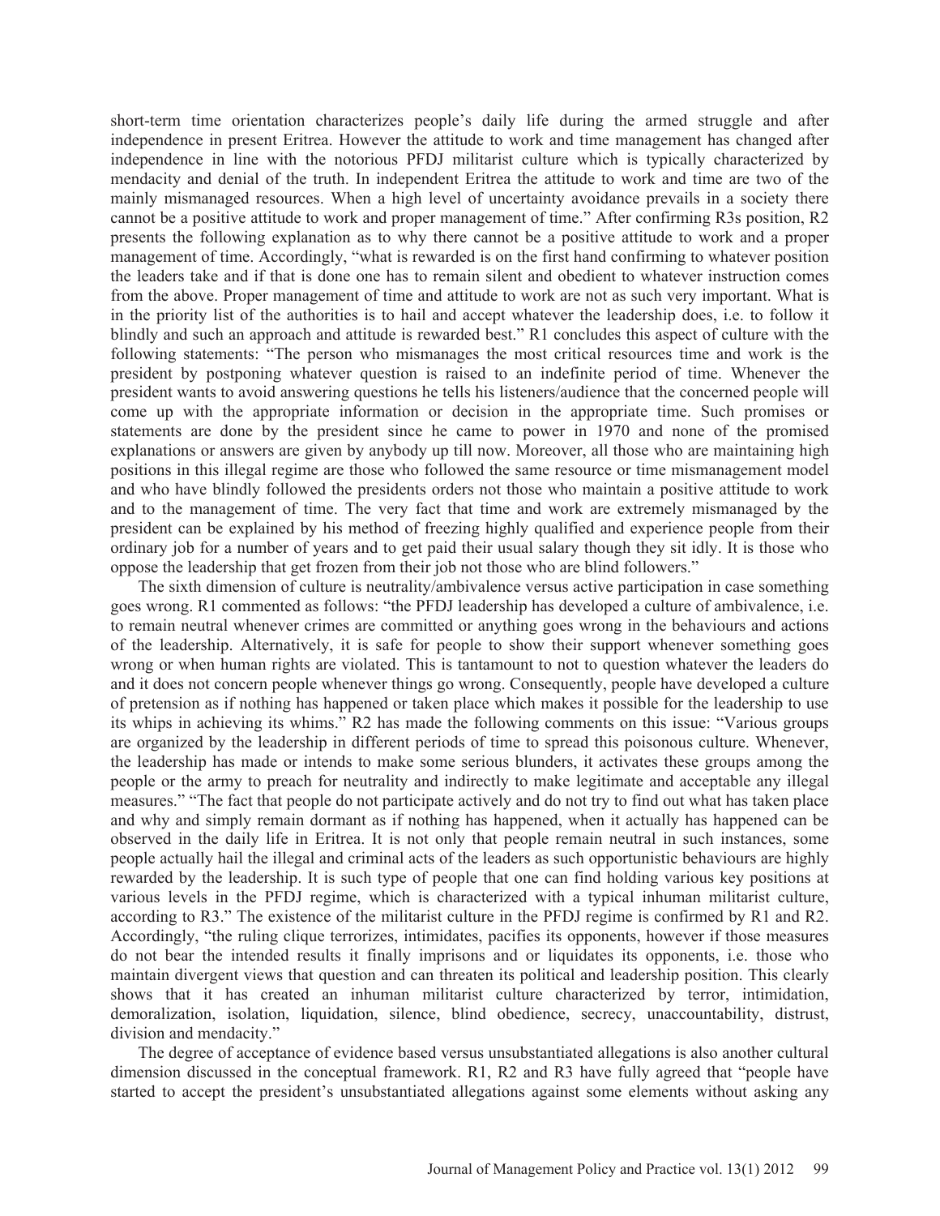short-term time orientation characterizes people's daily life during the armed struggle and after independence in present Eritrea. However the attitude to work and time management has changed after independence in line with the notorious PFDJ militarist culture which is typically characterized by mendacity and denial of the truth. In independent Eritrea the attitude to work and time are two of the mainly mismanaged resources. When a high level of uncertainty avoidance prevails in a society there cannot be a positive attitude to work and proper management of time." After confirming R3s position, R2 presents the following explanation as to why there cannot be a positive attitude to work and a proper management of time. Accordingly, "what is rewarded is on the first hand confirming to whatever position the leaders take and if that is done one has to remain silent and obedient to whatever instruction comes from the above. Proper management of time and attitude to work are not as such very important. What is in the priority list of the authorities is to hail and accept whatever the leadership does, i.e. to follow it blindly and such an approach and attitude is rewarded best." R1 concludes this aspect of culture with the following statements: "The person who mismanages the most critical resources time and work is the president by postponing whatever question is raised to an indefinite period of time. Whenever the president wants to avoid answering questions he tells his listeners/audience that the concerned people will come up with the appropriate information or decision in the appropriate time. Such promises or statements are done by the president since he came to power in 1970 and none of the promised explanations or answers are given by anybody up till now. Moreover, all those who are maintaining high positions in this illegal regime are those who followed the same resource or time mismanagement model and who have blindly followed the presidents orders not those who maintain a positive attitude to work and to the management of time. The very fact that time and work are extremely mismanaged by the president can be explained by his method of freezing highly qualified and experience people from their ordinary job for a number of years and to get paid their usual salary though they sit idly. It is those who oppose the leadership that get frozen from their job not those who are blind followers."

The sixth dimension of culture is neutrality/ambivalence versus active participation in case something goes wrong. R1 commented as follows: "the PFDJ leadership has developed a culture of ambivalence, i.e. to remain neutral whenever crimes are committed or anything goes wrong in the behaviours and actions of the leadership. Alternatively, it is safe for people to show their support whenever something goes wrong or when human rights are violated. This is tantamount to not to question whatever the leaders do and it does not concern people whenever things go wrong. Consequently, people have developed a culture of pretension as if nothing has happened or taken place which makes it possible for the leadership to use its whips in achieving its whims." R2 has made the following comments on this issue: "Various groups are organized by the leadership in different periods of time to spread this poisonous culture. Whenever, the leadership has made or intends to make some serious blunders, it activates these groups among the people or the army to preach for neutrality and indirectly to make legitimate and acceptable any illegal measures." "The fact that people do not participate actively and do not try to find out what has taken place and why and simply remain dormant as if nothing has happened, when it actually has happened can be observed in the daily life in Eritrea. It is not only that people remain neutral in such instances, some people actually hail the illegal and criminal acts of the leaders as such opportunistic behaviours are highly rewarded by the leadership. It is such type of people that one can find holding various key positions at various levels in the PFDJ regime, which is characterized with a typical inhuman militarist culture, according to R3." The existence of the militarist culture in the PFDJ regime is confirmed by R1 and R2. Accordingly, "the ruling clique terrorizes, intimidates, pacifies its opponents, however if those measures do not bear the intended results it finally imprisons and or liquidates its opponents, i.e. those who maintain divergent views that question and can threaten its political and leadership position. This clearly shows that it has created an inhuman militarist culture characterized by terror, intimidation, demoralization, isolation, liquidation, silence, blind obedience, secrecy, unaccountability, distrust, division and mendacity."

The degree of acceptance of evidence based versus unsubstantiated allegations is also another cultural dimension discussed in the conceptual framework. R1, R2 and R3 have fully agreed that "people have started to accept the president's unsubstantiated allegations against some elements without asking any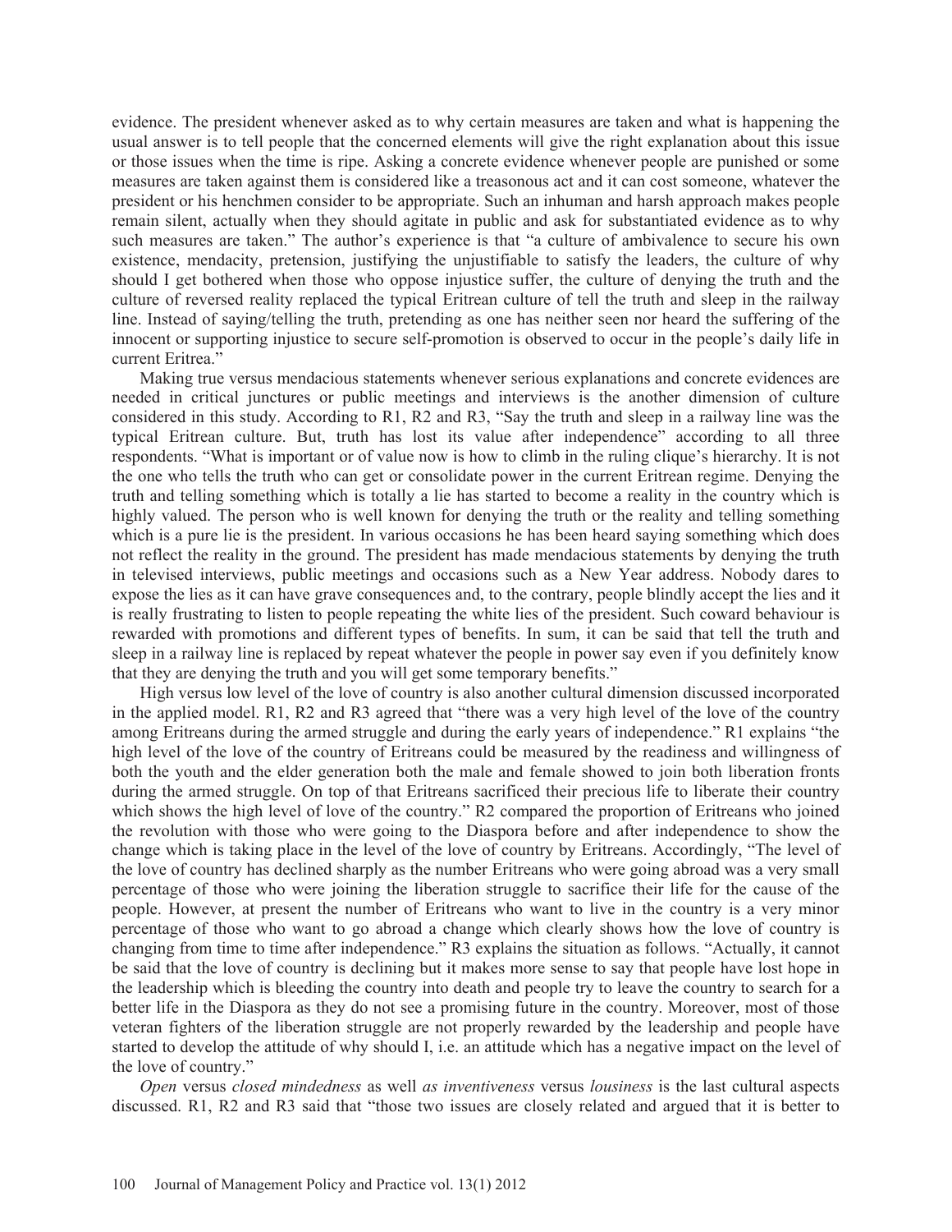evidence. The president whenever asked as to why certain measures are taken and what is happening the usual answer is to tell people that the concerned elements will give the right explanation about this issue or those issues when the time is ripe. Asking a concrete evidence whenever people are punished or some measures are taken against them is considered like a treasonous act and it can cost someone, whatever the president or his henchmen consider to be appropriate. Such an inhuman and harsh approach makes people remain silent, actually when they should agitate in public and ask for substantiated evidence as to why such measures are taken." The author's experience is that "a culture of ambivalence to secure his own existence, mendacity, pretension, justifying the unjustifiable to satisfy the leaders, the culture of why should I get bothered when those who oppose injustice suffer, the culture of denying the truth and the culture of reversed reality replaced the typical Eritrean culture of tell the truth and sleep in the railway line. Instead of saying/telling the truth, pretending as one has neither seen nor heard the suffering of the innocent or supporting injustice to secure self-promotion is observed to occur in the people's daily life in current Eritrea."

Making true versus mendacious statements whenever serious explanations and concrete evidences are needed in critical junctures or public meetings and interviews is the another dimension of culture considered in this study. According to R1, R2 and R3, "Say the truth and sleep in a railway line was the typical Eritrean culture. But, truth has lost its value after independence" according to all three respondents. "What is important or of value now is how to climb in the ruling clique's hierarchy. It is not the one who tells the truth who can get or consolidate power in the current Eritrean regime. Denying the truth and telling something which is totally a lie has started to become a reality in the country which is highly valued. The person who is well known for denying the truth or the reality and telling something which is a pure lie is the president. In various occasions he has been heard saying something which does not reflect the reality in the ground. The president has made mendacious statements by denying the truth in televised interviews, public meetings and occasions such as a New Year address. Nobody dares to expose the lies as it can have grave consequences and, to the contrary, people blindly accept the lies and it is really frustrating to listen to people repeating the white lies of the president. Such coward behaviour is rewarded with promotions and different types of benefits. In sum, it can be said that tell the truth and sleep in a railway line is replaced by repeat whatever the people in power say even if you definitely know that they are denying the truth and you will get some temporary benefits."

High versus low level of the love of country is also another cultural dimension discussed incorporated in the applied model. R1, R2 and R3 agreed that "there was a very high level of the love of the country among Eritreans during the armed struggle and during the early years of independence." R1 explains "the high level of the love of the country of Eritreans could be measured by the readiness and willingness of both the youth and the elder generation both the male and female showed to join both liberation fronts during the armed struggle. On top of that Eritreans sacrificed their precious life to liberate their country which shows the high level of love of the country." R2 compared the proportion of Eritreans who joined the revolution with those who were going to the Diaspora before and after independence to show the change which is taking place in the level of the love of country by Eritreans. Accordingly, "The level of the love of country has declined sharply as the number Eritreans who were going abroad was a very small percentage of those who were joining the liberation struggle to sacrifice their life for the cause of the people. However, at present the number of Eritreans who want to live in the country is a very minor percentage of those who want to go abroad a change which clearly shows how the love of country is changing from time to time after independence." R3 explains the situation as follows. "Actually, it cannot be said that the love of country is declining but it makes more sense to say that people have lost hope in the leadership which is bleeding the country into death and people try to leave the country to search for a better life in the Diaspora as they do not see a promising future in the country. Moreover, most of those veteran fighters of the liberation struggle are not properly rewarded by the leadership and people have started to develop the attitude of why should I, i.e. an attitude which has a negative impact on the level of the love of country."

*Open* versus *closed mindedness* as well *as inventiveness* versus *lousiness* is the last cultural aspects discussed. R1, R2 and R3 said that "those two issues are closely related and argued that it is better to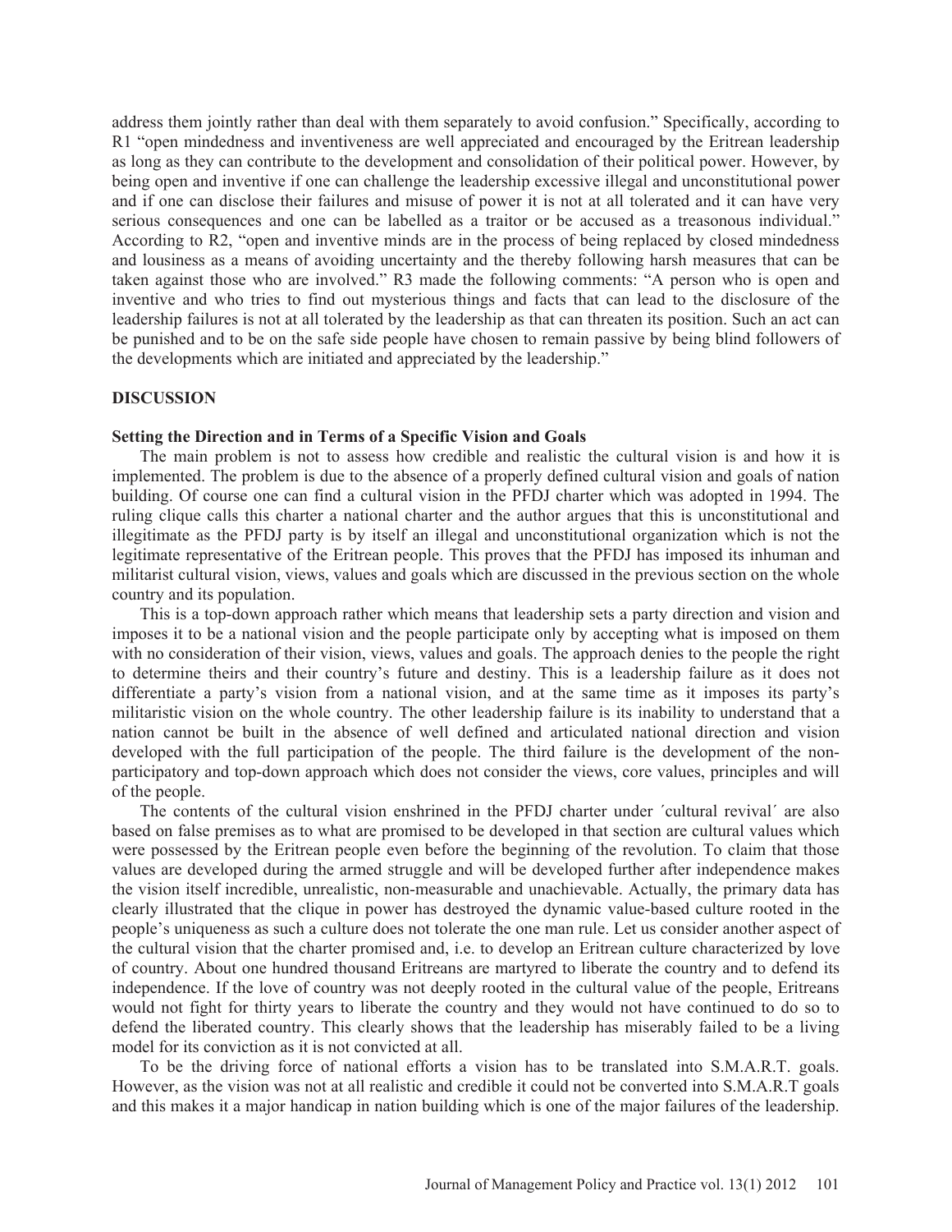address them jointly rather than deal with them separately to avoid confusion." Specifically, according to R1 "open mindedness and inventiveness are well appreciated and encouraged by the Eritrean leadership as long as they can contribute to the development and consolidation of their political power. However, by being open and inventive if one can challenge the leadership excessive illegal and unconstitutional power and if one can disclose their failures and misuse of power it is not at all tolerated and it can have very serious consequences and one can be labelled as a traitor or be accused as a treasonous individual." According to R2, "open and inventive minds are in the process of being replaced by closed mindedness and lousiness as a means of avoiding uncertainty and the thereby following harsh measures that can be taken against those who are involved." R3 made the following comments: "A person who is open and inventive and who tries to find out mysterious things and facts that can lead to the disclosure of the leadership failures is not at all tolerated by the leadership as that can threaten its position. Such an act can be punished and to be on the safe side people have chosen to remain passive by being blind followers of the developments which are initiated and appreciated by the leadership."

## DISCUSSION

### Setting the Direction and in Terms of a Specific Vision and Goals

The main problem is not to assess how credible and realistic the cultural vision is and how it is implemented. The problem is due to the absence of a properly defined cultural vision and goals of nation building. Of course one can find a cultural vision in the PFDJ charter which was adopted in 1994. The ruling clique calls this charter a national charter and the author argues that this is unconstitutional and illegitimate as the PFDJ party is by itself an illegal and unconstitutional organization which is not the legitimate representative of the Eritrean people. This proves that the PFDJ has imposed its inhuman and militarist cultural vision, views, values and goals which are discussed in the previous section on the whole country and its population.

This is a top-down approach rather which means that leadership sets a party direction and vision and imposes it to be a national vision and the people participate only by accepting what is imposed on them with no consideration of their vision, views, values and goals. The approach denies to the people the right to determine theirs and their country's future and destiny. This is a leadership failure as it does not differentiate a party's vision from a national vision, and at the same time as it imposes its party's militaristic vision on the whole country. The other leadership failure is its inability to understand that a nation cannot be built in the absence of well defined and articulated national direction and vision developed with the full participation of the people. The third failure is the development of the non-participatory and top-down approach which does not consider the views, core values, principles and will of the people.

The contents of the cultural vision enshrined in the PFDJ charter under ´cultural revival´ are also based on false premises as to what are promised to be developed in that section are cultural values which were possessed by the Eritrean people even before the beginning of the revolution. To claim that those values are developed during the armed struggle and will be developed further after independence makes the vision itself incredible, unrealistic, non-measurable and unachievable. Actually, the primary data has clearly illustrated that the clique in power has destroyed the dynamic value-based culture rooted in the people's uniqueness as such a culture does not tolerate the one man rule. Let us consider another aspect of the cultural vision that the charter promised and, i.e. to develop an Eritrean culture characterized by love of country. About one hundred thousand Eritreans are martyred to liberate the country and to defend its independence. If the love of country was not deeply rooted in the cultural value of the people, Eritreans would not fight for thirty years to liberate the country and they would not have continued to do so to defend the liberated country. This clearly shows that the leadership has miserably failed to be a living model for its conviction as it is not convicted at all.

To be the driving force of national efforts a vision has to be translated into S.M.A.R.T. goals. However, as the vision was not at all realistic and credible it could not be converted into S.M.A.R.T goals and this makes it a major handicap in nation building which is one of the major failures of the leadership.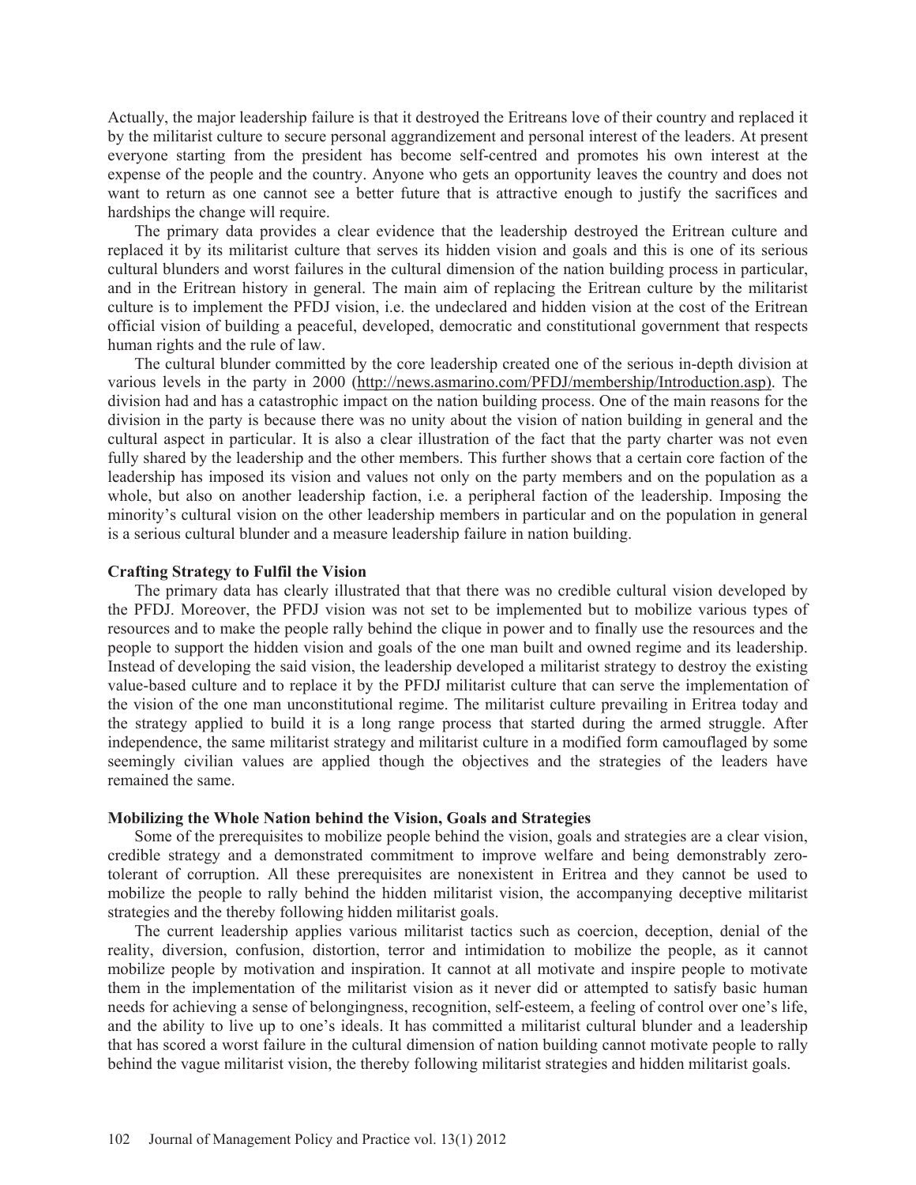Actually, the major leadership failure is that it destroyed the Eritreans love of their country and replaced it by the militarist culture to secure personal aggrandizement and personal interest of the leaders. At present everyone starting from the president has become self-centred and promotes his own interest at the expense of the people and the country. Anyone who gets an opportunity leaves the country and does not want to return as one cannot see a better future that is attractive enough to justify the sacrifices and hardships the change will require.

The primary data provides a clear evidence that the leadership destroyed the Eritrean culture and replaced it by its militarist culture that serves its hidden vision and goals and this is one of its serious cultural blunders and worst failures in the cultural dimension of the nation building process in particular, and in the Eritrean history in general. The main aim of replacing the Eritrean culture by the militarist culture is to implement the PFDJ vision, i.e. the undeclared and hidden vision at the cost of the Eritrean official vision of building a peaceful, developed, democratic and constitutional government that respects human rights and the rule of law.

The cultural blunder committed by the core leadership created one of the serious in-depth division at various levels in the party in 2000 (http://news.asmarino.com/PFDJ/membership/Introduction.asp). The division had and has a catastrophic impact on the nation building process. One of the main reasons for the division in the party is because there was no unity about the vision of nation building in general and the cultural aspect in particular. It is also a clear illustration of the fact that the party charter was not even fully shared by the leadership and the other members. This further shows that a certain core faction of the leadership has imposed its vision and values not only on the party members and on the population as a whole, but also on another leadership faction, i.e. a peripheral faction of the leadership. Imposing the minority's cultural vision on the other leadership members in particular and on the population in general is a serious cultural blunder and a measure leadership failure in nation building.

**Crafting Strategy to Fulfil the Vision**

The primary data has clearly illustrated that that there was no credible cultural vision developed by the PFDJ. Moreover, the PFDJ vision was not set to be implemented but to mobilize various types of resources and to make the people rally behind the clique in power and to finally use the resources and the people to support the hidden vision and goals of the one man built and owned regime and its leadership. Instead of developing the said vision, the leadership developed a militarist strategy to destroy the existing value-based culture and to replace it by the PFDJ militarist culture that can serve the implementation of the vision of the one man unconstitutional regime. The militarist culture prevailing in Eritrea today and the strategy applied to build it is a long range process that started during the armed struggle. After independence, the same militarist strategy and militarist culture in a modified form camouflaged by some seemingly civilian values are applied though the objectives and the strategies of the leaders have remained the same.

**Mobilizing the Whole Nation behind the Vision, Goals and Strategies**

Some of the prerequisites to mobilize people behind the vision, goals and strategies are a clear vision, credible strategy and a demonstrated commitment to improve welfare and being demonstrably zero-tolerant of corruption. All these prerequisites are nonexistent in Eritrea and they cannot be used to mobilize the people to rally behind the hidden militarist vision, the accompanying deceptive militarist strategies and the thereby following hidden militarist goals.

The current leadership applies various militarist tactics such as coercion, deception, denial of the reality, diversion, confusion, distortion, terror and intimidation to mobilize the people, as it cannot mobilize people by motivation and inspiration. It cannot at all motivate and inspire people to motivate them in the implementation of the militarist vision as it never did or attempted to satisfy basic human needs for achieving a sense of belongingness, recognition, self-esteem, a feeling of control over one's life, and the ability to live up to one's ideals. It has committed a militarist cultural blunder and a leadership that has scored a worst failure in the cultural dimension of nation building cannot motivate people to rally behind the vague militarist vision, the thereby following militarist strategies and hidden militarist goals.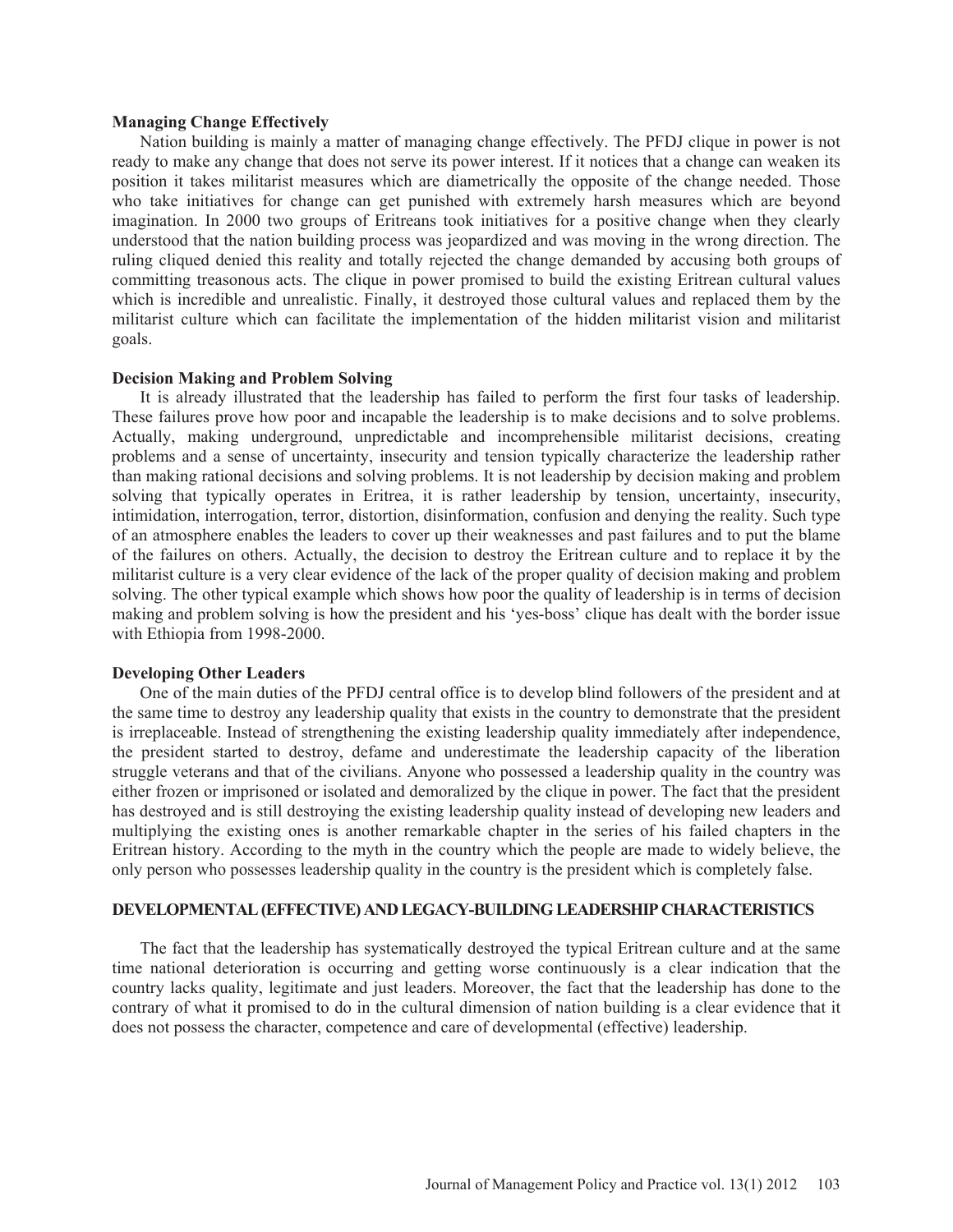**Managing Change Effectively**

Nation building is mainly a matter of managing change effectively. The PFDJ clique in power is not ready to make any change that does not serve its power interest. If it notices that a change can weaken its position it takes militarist measures which are diametrically the opposite of the change needed. Those who take initiatives for change can get punished with extremely harsh measures which are beyond imagination. In 2000 two groups of Eritreans took initiatives for a positive change when they clearly understood that the nation building process was jeopardized and was moving in the wrong direction. The ruling cliqued denied this reality and totally rejected the change demanded by accusing both groups of committing treasonous acts. The clique in power promised to build the existing Eritrean cultural values which is incredible and unrealistic. Finally, it destroyed those cultural values and replaced them by the militarist culture which can facilitate the implementation of the hidden militarist vision and militarist goals.

**Decision Making and Problem Solving**

It is already illustrated that the leadership has failed to perform the first four tasks of leadership. These failures prove how poor and incapable the leadership is to make decisions and to solve problems. Actually, making underground, unpredictable and incomprehensible militarist decisions, creating problems and a sense of uncertainty, insecurity and tension typically characterize the leadership rather than making rational decisions and solving problems. It is not leadership by decision making and problem solving that typically operates in Eritrea, it is rather leadership by tension, uncertainty, insecurity, intimidation, interrogation, terror, distortion, disinformation, confusion and denying the reality. Such type of an atmosphere enables the leaders to cover up their weaknesses and past failures and to put the blame of the failures on others. Actually, the decision to destroy the Eritrean culture and to replace it by the militarist culture is a very clear evidence of the lack of the proper quality of decision making and problem solving. The other typical example which shows how poor the quality of leadership is in terms of decision making and problem solving is how the president and his 'yes-boss' clique has dealt with the border issue with Ethiopia from 1998-2000.

**Developing Other Leaders**

One of the main duties of the PFDJ central office is to develop blind followers of the president and at the same time to destroy any leadership quality that exists in the country to demonstrate that the president is irreplaceable. Instead of strengthening the existing leadership quality immediately after independence, the president started to destroy, defame and underestimate the leadership capacity of the liberation struggle veterans and that of the civilians. Anyone who possessed a leadership quality in the country was either frozen or imprisoned or isolated and demoralized by the clique in power. The fact that the president has destroyed and is still destroying the existing leadership quality instead of developing new leaders and multiplying the existing ones is another remarkable chapter in the series of his failed chapters in the Eritrean history. According to the myth in the country which the people are made to widely believe, the only person who possesses leadership quality in the country is the president which is completely false.

## DEVELOPMENTAL (EFFECTIVE) AND LEGACY-BUILDING LEADERSHIP CHARACTERISTICS

The fact that the leadership has systematically destroyed the typical Eritrean culture and at the same time national deterioration is occurring and getting worse continuously is a clear indication that the country lacks quality, legitimate and just leaders. Moreover, the fact that the leadership has done to the contrary of what it promised to do in the cultural dimension of nation building is a clear evidence that it does not possess the character, competence and care of developmental (effective) leadership.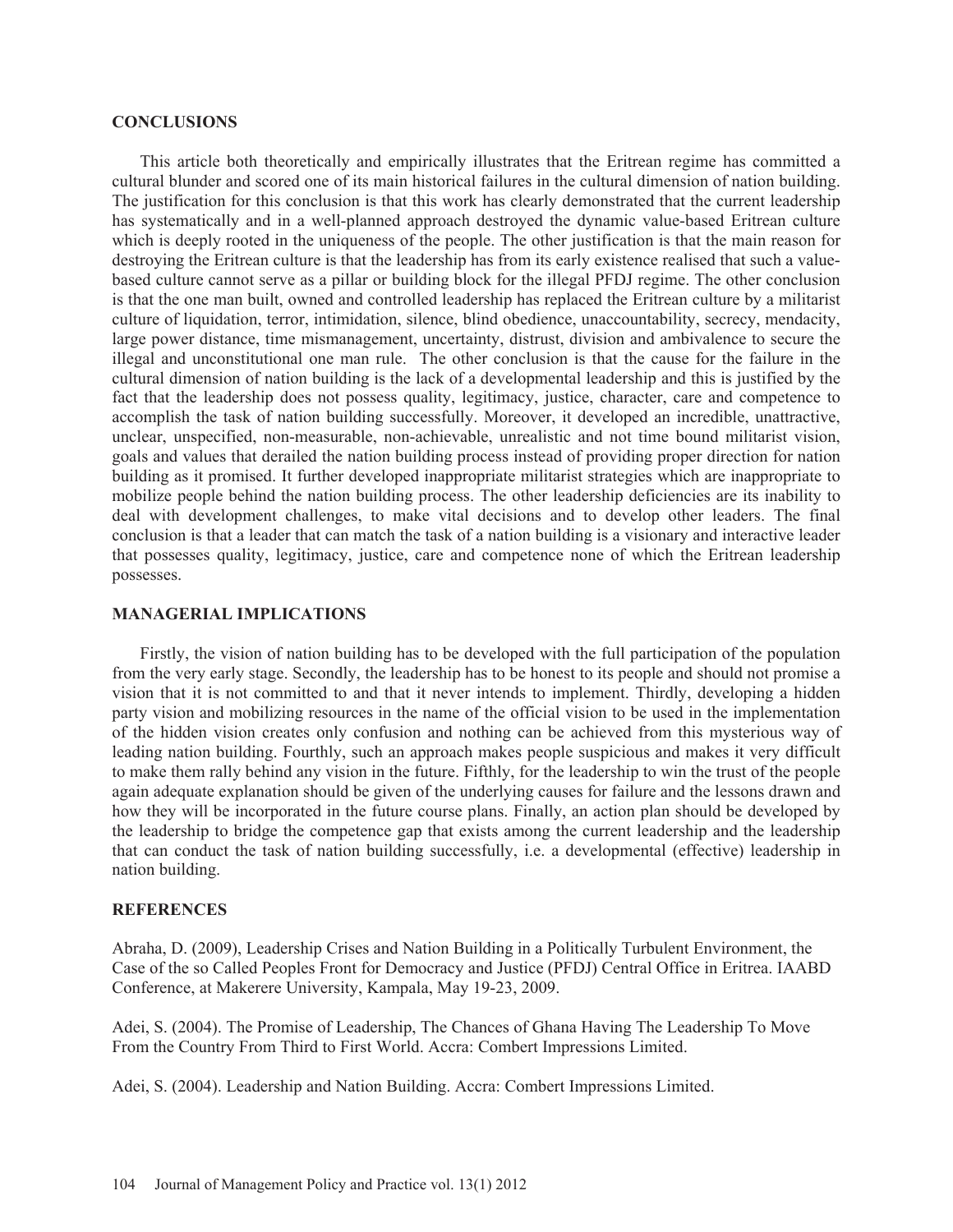## CONCLUSIONS

This article both theoretically and empirically illustrates that the Eritrean regime has committed a cultural blunder and scored one of its main historical failures in the cultural dimension of nation building. The justification for this conclusion is that this work has clearly demonstrated that the current leadership has systematically and in a well-planned approach destroyed the dynamic value-based Eritrean culture which is deeply rooted in the uniqueness of the people. The other justification is that the main reason for destroying the Eritrean culture is that the leadership has from its early existence realised that such a value-based culture cannot serve as a pillar or building block for the illegal PFDJ regime. The other conclusion is that the one man built, owned and controlled leadership has replaced the Eritrean culture by a militarist culture of liquidation, terror, intimidation, silence, blind obedience, unaccountability, secrecy, mendacity, large power distance, time mismanagement, uncertainty, distrust, division and ambivalence to secure the illegal and unconstitutional one man rule. The other conclusion is that the cause for the failure in the cultural dimension of nation building is the lack of a developmental leadership and this is justified by the fact that the leadership does not possess quality, legitimacy, justice, character, care and competence to accomplish the task of nation building successfully. Moreover, it developed an incredible, unattractive, unclear, unspecified, non-measurable, non-achievable, unrealistic and not time bound militarist vision, goals and values that derailed the nation building process instead of providing proper direction for nation building as it promised. It further developed inappropriate militarist strategies which are inappropriate to mobilize people behind the nation building process. The other leadership deficiencies are its inability to deal with development challenges, to make vital decisions and to develop other leaders. The final conclusion is that a leader that can match the task of a nation building is a visionary and interactive leader that possesses quality, legitimacy, justice, care and competence none of which the Eritrean leadership possesses.

## MANAGERIAL IMPLICATIONS

Firstly, the vision of nation building has to be developed with the full participation of the population from the very early stage. Secondly, the leadership has to be honest to its people and should not promise a vision that it is not committed to and that it never intends to implement. Thirdly, developing a hidden party vision and mobilizing resources in the name of the official vision to be used in the implementation of the hidden vision creates only confusion and nothing can be achieved from this mysterious way of leading nation building. Fourthly, such an approach makes people suspicious and makes it very difficult to make them rally behind any vision in the future. Fifthly, for the leadership to win the trust of the people again adequate explanation should be given of the underlying causes for failure and the lessons drawn and how they will be incorporated in the future course plans. Finally, an action plan should be developed by the leadership to bridge the competence gap that exists among the current leadership and the leadership that can conduct the task of nation building successfully, i.e. a developmental (effective) leadership in nation building.

## REFERENCES

Abraha, D. (2009), Leadership Crises and Nation Building in a Politically Turbulent Environment, the Case of the so Called Peoples Front for Democracy and Justice (PFDJ) Central Office in Eritrea. IAABD Conference, at Makerere University, Kampala, May 19-23, 2009.

Adei, S. (2004). The Promise of Leadership, The Chances of Ghana Having The Leadership To Move From the Country From Third to First World. Accra: Combert Impressions Limited.

Adei, S. (2004). Leadership and Nation Building. Accra: Combert Impressions Limited.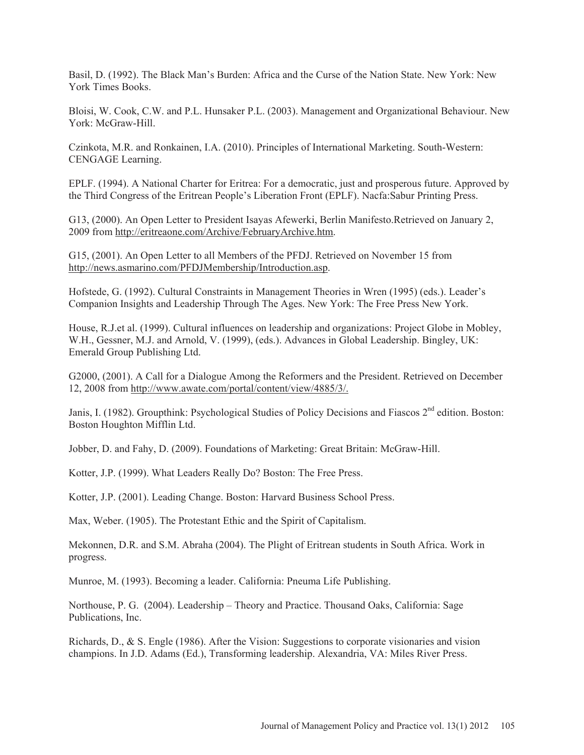Basil, D. (1992). The Black Man's Burden: Africa and the Curse of the Nation State. New York: New York Times Books.

Bloisi, W. Cook, C.W. and P.L. Hunsaker P.L. (2003). Management and Organizational Behaviour. New York: McGraw-Hill.

Czinkota, M.R. and Ronkainen, I.A. (2010). Principles of International Marketing. South-Western: CENGAGE Learning.

EPLF. (1994). A National Charter for Eritrea: For a democratic, just and prosperous future. Approved by the Third Congress of the Eritrean People's Liberation Front (EPLF). Nacfa:Sabur Printing Press.

G13, (2000). An Open Letter to President Isayas Afewerki, Berlin Manifesto.Retrieved on January 2, 2009 from http://eritreaone.com/Archive/FebruaryArchive.htm.

G15, (2001). An Open Letter to all Members of the PFDJ. Retrieved on November 15 from http://news.asmarino.com/PFDJMembership/Introduction.asp.

Hofstede, G. (1992). Cultural Constraints in Management Theories in Wren (1995) (eds.). Leader's Companion Insights and Leadership Through The Ages. New York: The Free Press New York.

House, R.J.et al. (1999). Cultural influences on leadership and organizations: Project Globe in Mobley, W.H., Gessner, M.J. and Arnold, V. (1999), (eds.). Advances in Global Leadership. Bingley, UK: Emerald Group Publishing Ltd.

G2000, (2001). A Call for a Dialogue Among the Reformers and the President. Retrieved on December 12, 2008 from http://www.awate.com/portal/content/view/4885/3/.

Janis, I. (1982). Groupthink: Psychological Studies of Policy Decisions and Fiascos 2nd edition. Boston: Boston Houghton Mifflin Ltd.

Jobber, D. and Fahy, D. (2009). Foundations of Marketing: Great Britain: McGraw-Hill.

Kotter, J.P. (1999). What Leaders Really Do? Boston: The Free Press.

Kotter, J.P. (2001). Leading Change. Boston: Harvard Business School Press.

Max, Weber. (1905). The Protestant Ethic and the Spirit of Capitalism.

Mekonnen, D.R. and S.M. Abraha (2004). The Plight of Eritrean students in South Africa. Work in progress.

Munroe, M. (1993). Becoming a leader. California: Pneuma Life Publishing.

Northouse, P. G. (2004). Leadership – Theory and Practice. Thousand Oaks, California: Sage Publications, Inc.

Richards, D., & S. Engle (1986). After the Vision: Suggestions to corporate visionaries and vision champions. In J.D. Adams (Ed.), Transforming leadership. Alexandria, VA: Miles River Press.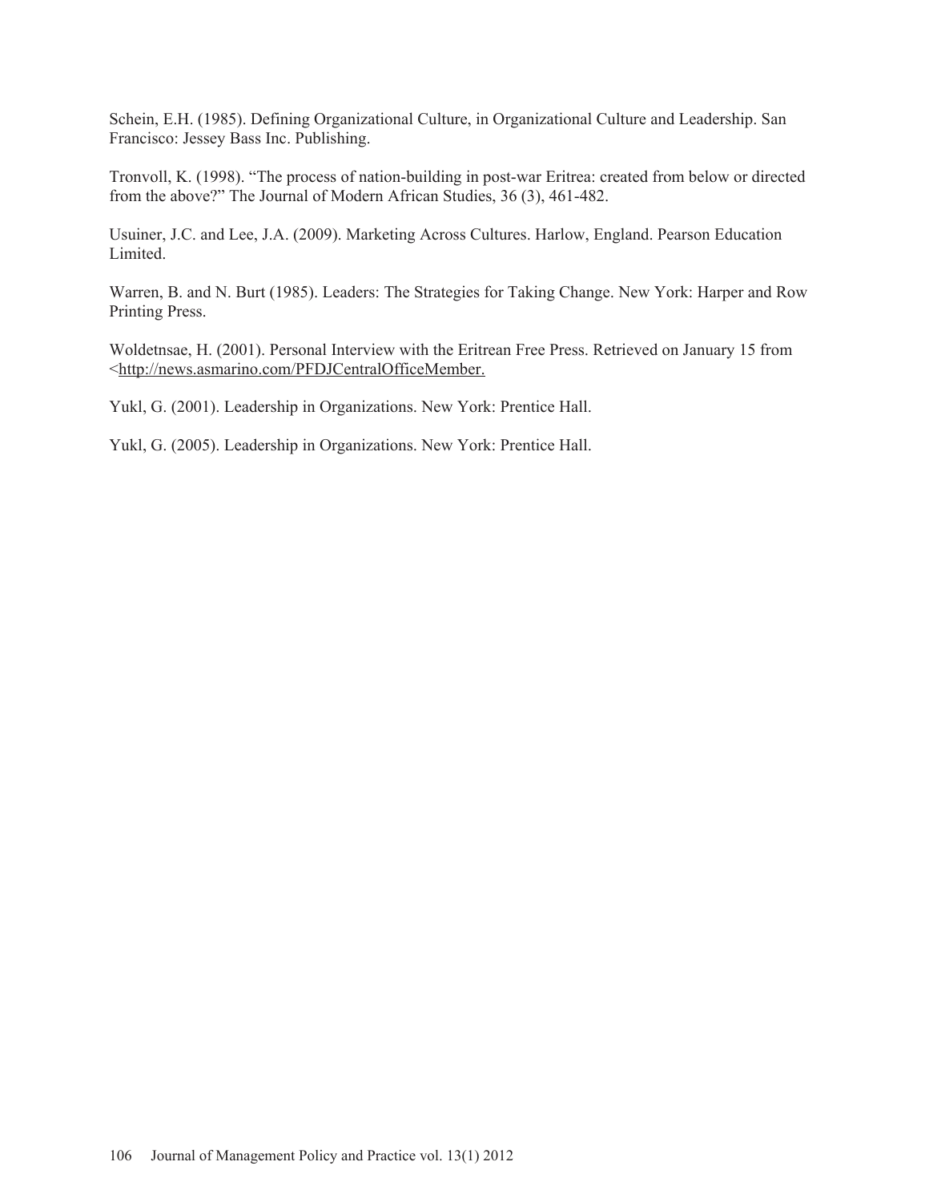Schein, E.H. (1985). Defining Organizational Culture, in Organizational Culture and Leadership. San Francisco: Jessey Bass Inc. Publishing.

Tronvoll, K. (1998). "The process of nation-building in post-war Eritrea: created from below or directed from the above?" The Journal of Modern African Studies, 36 (3), 461-482.

Usuiner, J.C. and Lee, J.A. (2009). Marketing Across Cultures. Harlow, England. Pearson Education Limited.

Warren, B. and N. Burt (1985). Leaders: The Strategies for Taking Change. New York: Harper and Row Printing Press.

Woldetnsae, H. (2001). Personal Interview with the Eritrean Free Press. Retrieved on January 15 from <http://news.asmarino.com/PFDJCentralOfficeMember.

Yukl, G. (2001). Leadership in Organizations. New York: Prentice Hall.

Yukl, G. (2005). Leadership in Organizations. New York: Prentice Hall.